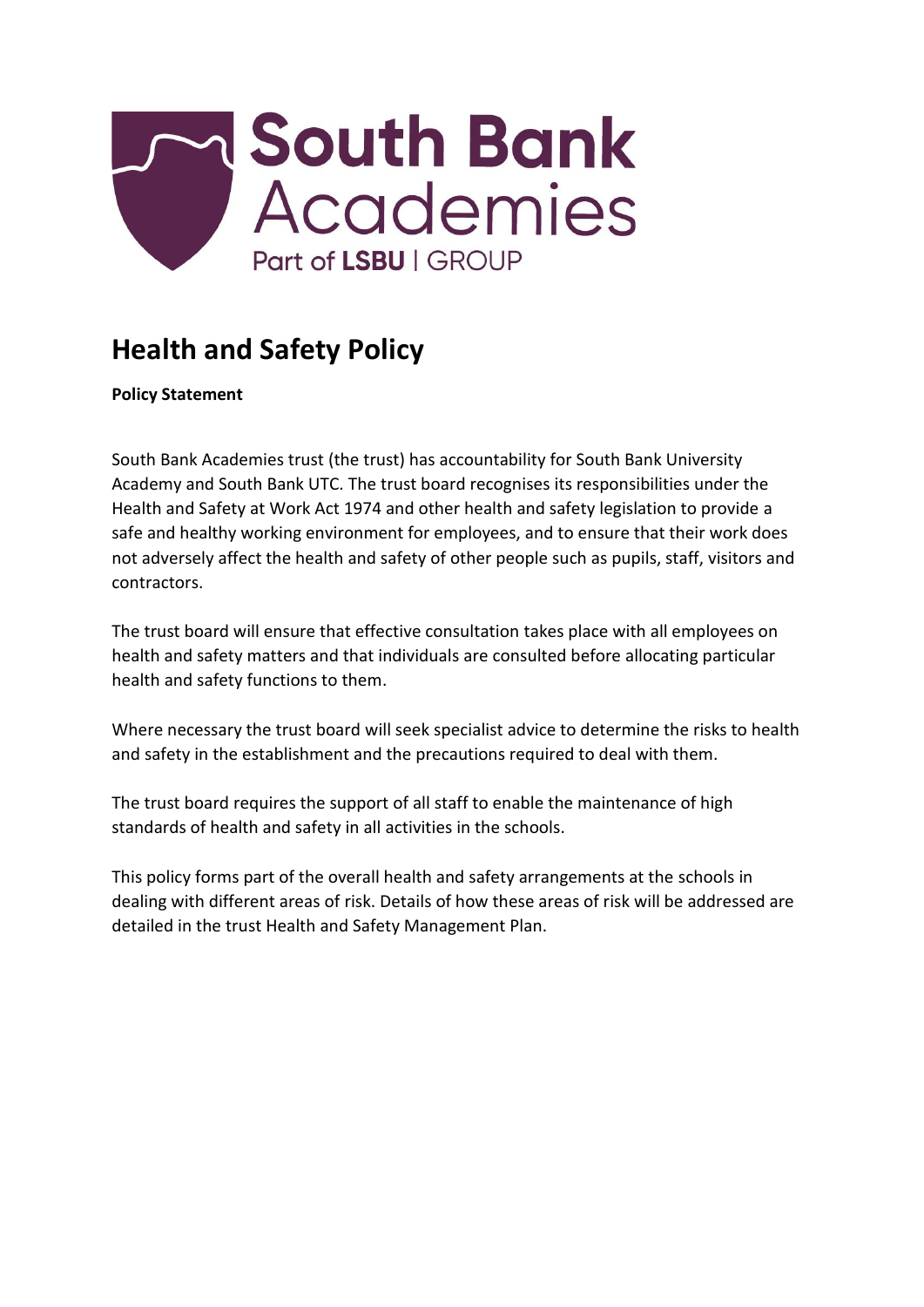# Health and Safety Policy

**Policy Statement**

South Bank Academies trust (the trust) has accountability for South Bank University Academy and South Bank UTC. The trust board recognises its responsibilities under the Health and Safety at Work Act 1974 and other health and safety legislation to provide a safe and healthy working environment for employees, and to ensure that their work does not adversely affect the health and safety of other people such as pupils, staff, visitors and contractors.

The trust board will ensure that effective consultation takes place with all employees on health and safety matters and that individuals are consulted before allocating particular health and safety functions to them.

Where necessary the trust board will seek specialist advice to determine the risks to health and safety in the establishment and the precautions required to deal with them.

The trust board requires the support of all staff to enable the maintenance of high standards of health and safety in all activities in the schools.

This policy forms part of the overall health and safety arrangements at the schools in dealing with different areas of risk. Details of how these areas of risk will be addressed are detailed in the trust Health and Safety Management Plan.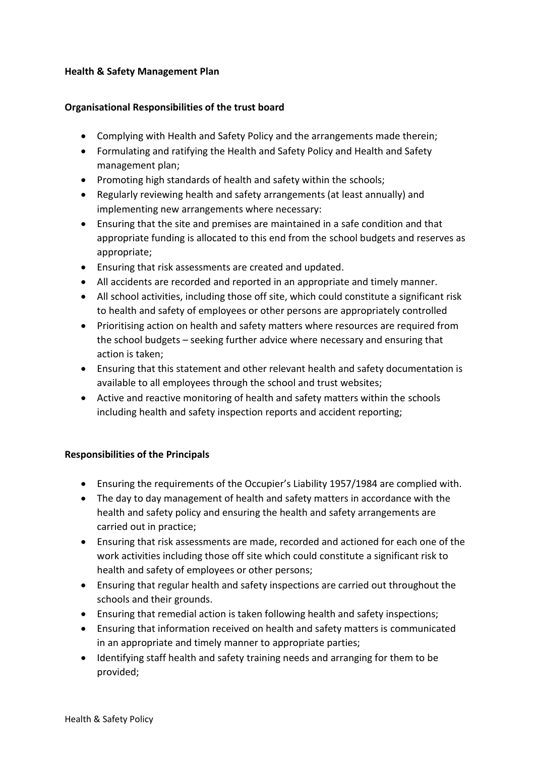**Health & Safety Management Plan**

**Organisational Responsibilities of the trust board**

- Complying with Health and Safety Policy and the arrangements made therein;
- Formulating and ratifying the Health and Safety Policy and Health and Safety management plan;
- Promoting high standards of health and safety within the schools;
- Regularly reviewing health and safety arrangements (at least annually) and implementing new arrangements where necessary:
- Ensuring that the site and premises are maintained in a safe condition and that appropriate funding is allocated to this end from the school budgets and reserves as appropriate;
- Ensuring that risk assessments are created and updated.
- All accidents are recorded and reported in an appropriate and timely manner.
- All school activities, including those off site, which could constitute a significant risk to health and safety of employees or other persons are appropriately controlled
- Prioritising action on health and safety matters where resources are required from the school budgets – seeking further advice where necessary and ensuring that action is taken;
- Ensuring that this statement and other relevant health and safety documentation is available to all employees through the school and trust websites;
- Active and reactive monitoring of health and safety matters within the schools including health and safety inspection reports and accident reporting;

**Responsibilities of the Principals**

- Ensuring the requirements of the Occupier's Liability 1957/1984 are complied with.
- The day to day management of health and safety matters in accordance with the health and safety policy and ensuring the health and safety arrangements are carried out in practice;
- Ensuring that risk assessments are made, recorded and actioned for each one of the work activities including those off site which could constitute a significant risk to health and safety of employees or other persons;
- Ensuring that regular health and safety inspections are carried out throughout the schools and their grounds.
- Ensuring that remedial action is taken following health and safety inspections;
- Ensuring that information received on health and safety matters is communicated in an appropriate and timely manner to appropriate parties;
- Identifying staff health and safety training needs and arranging for them to be provided;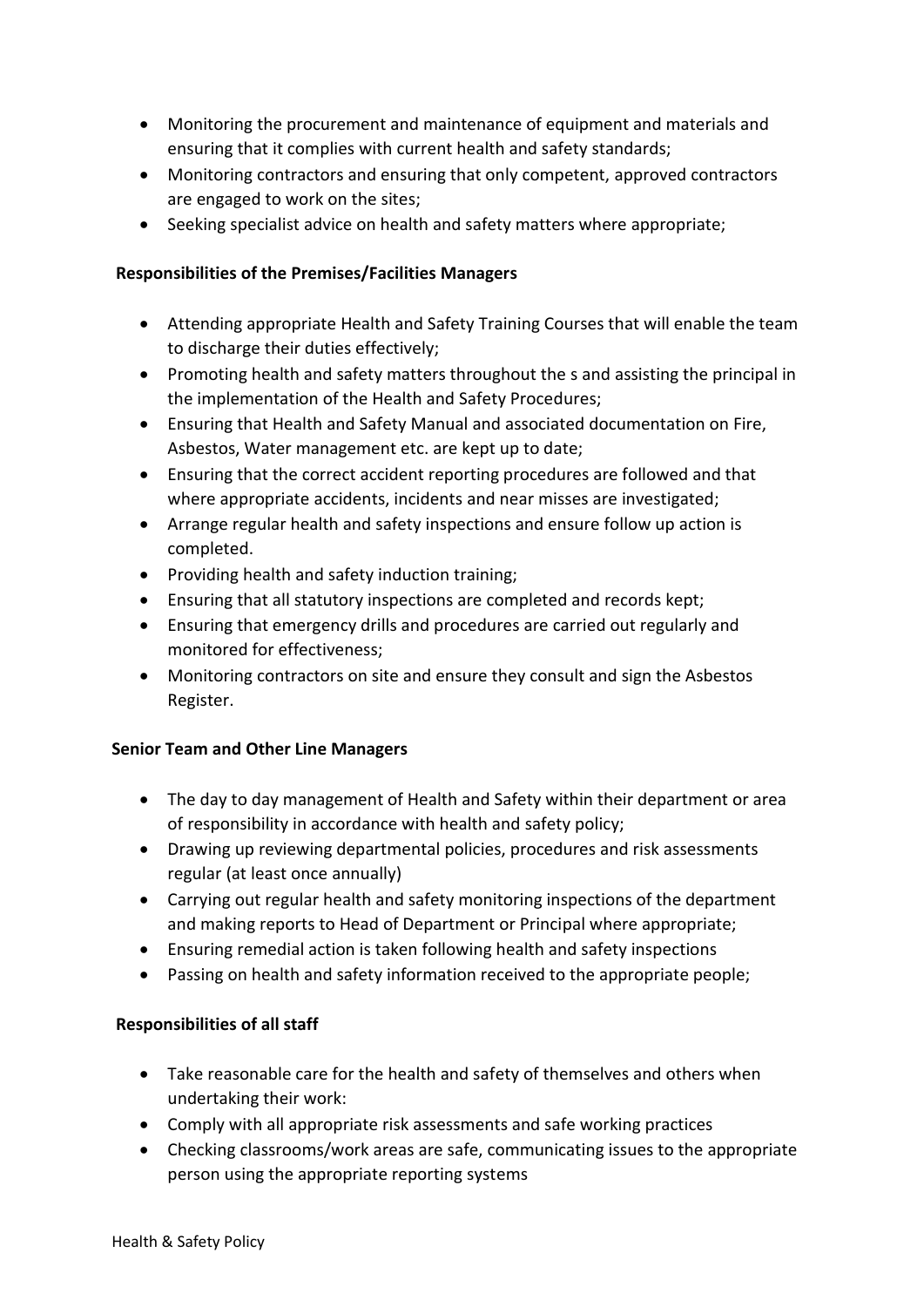- Monitoring the procurement and maintenance of equipment and materials and ensuring that it complies with current health and safety standards;
- Monitoring contractors and ensuring that only competent, approved contractors are engaged to work on the sites;
- Seeking specialist advice on health and safety matters where appropriate;

**Responsibilities of the Premises/Facilities Managers**

- Attending appropriate Health and Safety Training Courses that will enable the team to discharge their duties effectively;
- Promoting health and safety matters throughout the s and assisting the principal in the implementation of the Health and Safety Procedures;
- Ensuring that Health and Safety Manual and associated documentation on Fire, Asbestos, Water management etc. are kept up to date;
- Ensuring that the correct accident reporting procedures are followed and that where appropriate accidents, incidents and near misses are investigated;
- Arrange regular health and safety inspections and ensure follow up action is completed.
- Providing health and safety induction training;
- Ensuring that all statutory inspections are completed and records kept;
- Ensuring that emergency drills and procedures are carried out regularly and monitored for effectiveness;
- Monitoring contractors on site and ensure they consult and sign the Asbestos Register.

**Senior Team and Other Line Managers**

- The day to day management of Health and Safety within their department or area of responsibility in accordance with health and safety policy;
- Drawing up reviewing departmental policies, procedures and risk assessments regular (at least once annually)
- Carrying out regular health and safety monitoring inspections of the department and making reports to Head of Department or Principal where appropriate;
- Ensuring remedial action is taken following health and safety inspections
- Passing on health and safety information received to the appropriate people;

**Responsibilities of all staff**

- Take reasonable care for the health and safety of themselves and others when undertaking their work:
- Comply with all appropriate risk assessments and safe working practices
- Checking classrooms/work areas are safe, communicating issues to the appropriate person using the appropriate reporting systems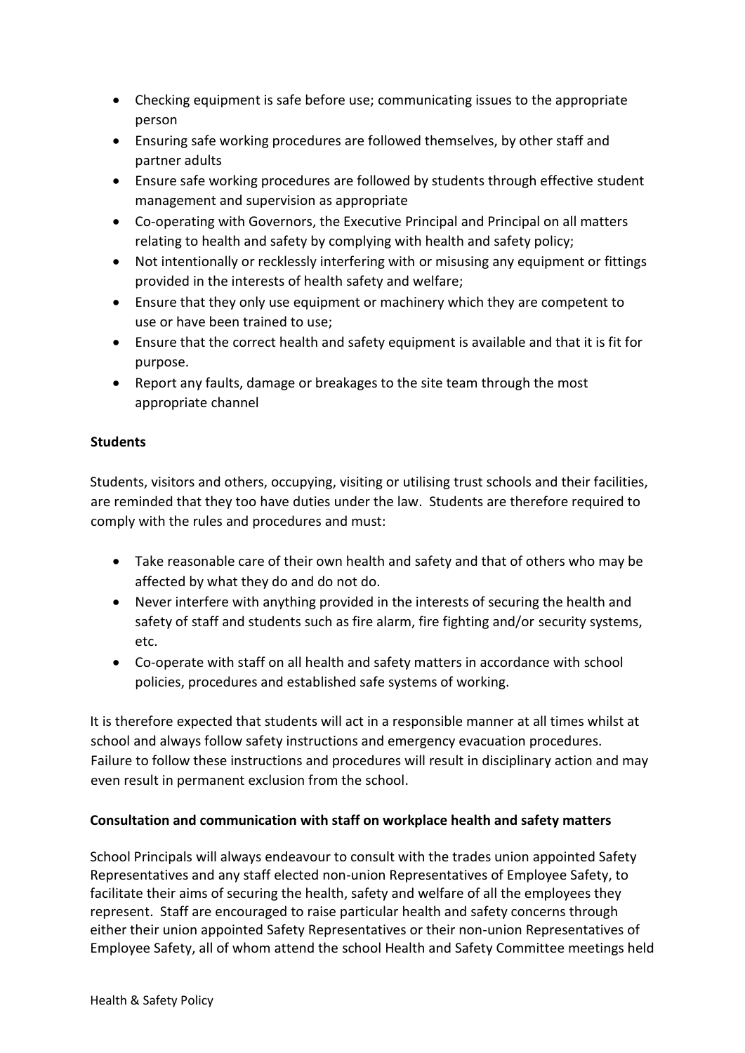- Checking equipment is safe before use; communicating issues to the appropriate person
- Ensuring safe working procedures are followed themselves, by other staff and partner adults
- Ensure safe working procedures are followed by students through effective student management and supervision as appropriate
- Co-operating with Governors, the Executive Principal and Principal on all matters relating to health and safety by complying with health and safety policy;
- Not intentionally or recklessly interfering with or misusing any equipment or fittings provided in the interests of health safety and welfare;
- Ensure that they only use equipment or machinery which they are competent to use or have been trained to use;
- Ensure that the correct health and safety equipment is available and that it is fit for purpose.
- Report any faults, damage or breakages to the site team through the most appropriate channel

**Students**

Students, visitors and others, occupying, visiting or utilising trust schools and their facilities, are reminded that they too have duties under the law. Students are therefore required to comply with the rules and procedures and must:

- Take reasonable care of their own health and safety and that of others who may be affected by what they do and do not do.
- Never interfere with anything provided in the interests of securing the health and safety of staff and students such as fire alarm, fire fighting and/or security systems, etc.
- Co-operate with staff on all health and safety matters in accordance with school policies, procedures and established safe systems of working.

It is therefore expected that students will act in a responsible manner at all times whilst at school and always follow safety instructions and emergency evacuation procedures. Failure to follow these instructions and procedures will result in disciplinary action and may even result in permanent exclusion from the school.

**Consultation and communication with staff on workplace health and safety matters**

School Principals will always endeavour to consult with the trades union appointed Safety Representatives and any staff elected non-union Representatives of Employee Safety, to facilitate their aims of securing the health, safety and welfare of all the employees they represent. Staff are encouraged to raise particular health and safety concerns through either their union appointed Safety Representatives or their non-union Representatives of Employee Safety, all of whom attend the school Health and Safety Committee meetings held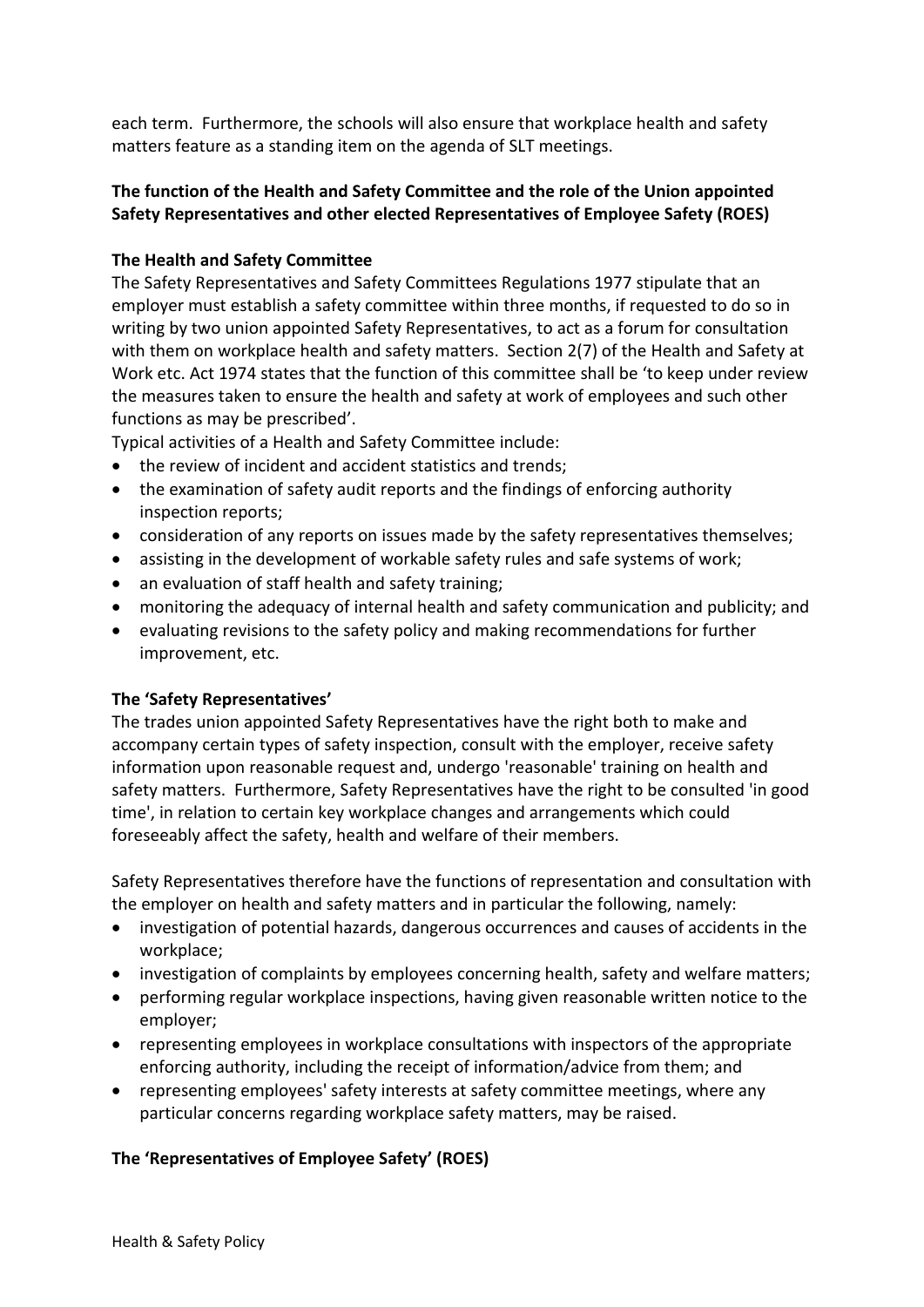each term. Furthermore, the schools will also ensure that workplace health and safety matters feature as a standing item on the agenda of SLT meetings.

**The function of the Health and Safety Committee and the role of the Union appointed Safety Representatives and other elected Representatives of Employee Safety (ROES)**

**The Health and Safety Committee**

The Safety Representatives and Safety Committees Regulations 1977 stipulate that an employer must establish a safety committee within three months, if requested to do so in writing by two union appointed Safety Representatives, to act as a forum for consultation with them on workplace health and safety matters. Section 2(7) of the Health and Safety at Work etc. Act 1974 states that the function of this committee shall be 'to keep under review the measures taken to ensure the health and safety at work of employees and such other functions as may be prescribed'.

Typical activities of a Health and Safety Committee include:

- the review of incident and accident statistics and trends;
- the examination of safety audit reports and the findings of enforcing authority inspection reports;
- consideration of any reports on issues made by the safety representatives themselves;
- assisting in the development of workable safety rules and safe systems of work;
- an evaluation of staff health and safety training;
- monitoring the adequacy of internal health and safety communication and publicity; and
- evaluating revisions to the safety policy and making recommendations for further improvement, etc.

**The 'Safety Representatives'**

The trades union appointed Safety Representatives have the right both to make and accompany certain types of safety inspection, consult with the employer, receive safety information upon reasonable request and, undergo 'reasonable' training on health and safety matters. Furthermore, Safety Representatives have the right to be consulted 'in good time', in relation to certain key workplace changes and arrangements which could foreseeably affect the safety, health and welfare of their members.

Safety Representatives therefore have the functions of representation and consultation with the employer on health and safety matters and in particular the following, namely:

- investigation of potential hazards, dangerous occurrences and causes of accidents in the workplace;
- investigation of complaints by employees concerning health, safety and welfare matters;
- performing regular workplace inspections, having given reasonable written notice to the employer;
- representing employees in workplace consultations with inspectors of the appropriate enforcing authority, including the receipt of information/advice from them; and
- representing employees' safety interests at safety committee meetings, where any particular concerns regarding workplace safety matters, may be raised.

**The 'Representatives of Employee Safety' (ROES)**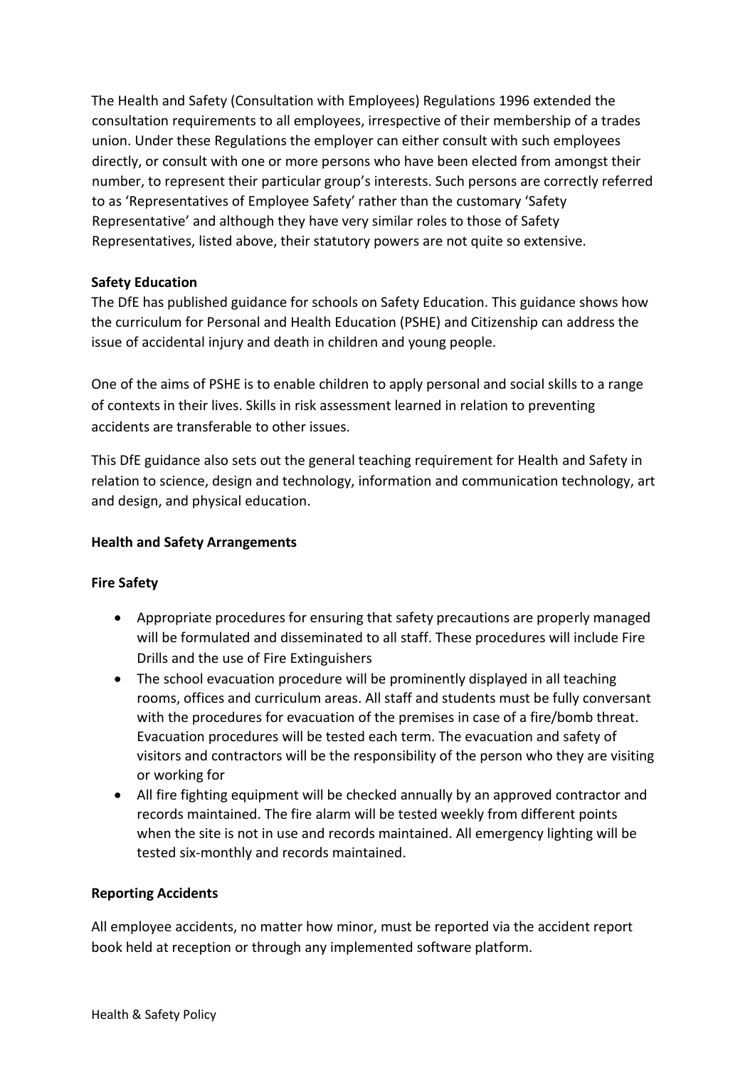The Health and Safety (Consultation with Employees) Regulations 1996 extended the consultation requirements to all employees, irrespective of their membership of a trades union. Under these Regulations the employer can either consult with such employees directly, or consult with one or more persons who have been elected from amongst their number, to represent their particular group's interests. Such persons are correctly referred to as 'Representatives of Employee Safety' rather than the customary 'Safety Representative' and although they have very similar roles to those of Safety Representatives, listed above, their statutory powers are not quite so extensive.

**Safety Education**

The DfE has published guidance for schools on Safety Education. This guidance shows how the curriculum for Personal and Health Education (PSHE) and Citizenship can address the issue of accidental injury and death in children and young people.

One of the aims of PSHE is to enable children to apply personal and social skills to a range of contexts in their lives. Skills in risk assessment learned in relation to preventing accidents are transferable to other issues.

This DfE guidance also sets out the general teaching requirement for Health and Safety in relation to science, design and technology, information and communication technology, art and design, and physical education.

**Health and Safety Arrangements**

**Fire Safety**

- Appropriate procedures for ensuring that safety precautions are properly managed will be formulated and disseminated to all staff. These procedures will include Fire Drills and the use of Fire Extinguishers
- The school evacuation procedure will be prominently displayed in all teaching rooms, offices and curriculum areas. All staff and students must be fully conversant with the procedures for evacuation of the premises in case of a fire/bomb threat. Evacuation procedures will be tested each term. The evacuation and safety of visitors and contractors will be the responsibility of the person who they are visiting or working for
- All fire fighting equipment will be checked annually by an approved contractor and records maintained. The fire alarm will be tested weekly from different points when the site is not in use and records maintained. All emergency lighting will be tested six-monthly and records maintained.

**Reporting Accidents**

All employee accidents, no matter how minor, must be reported via the accident report book held at reception or through any implemented software platform.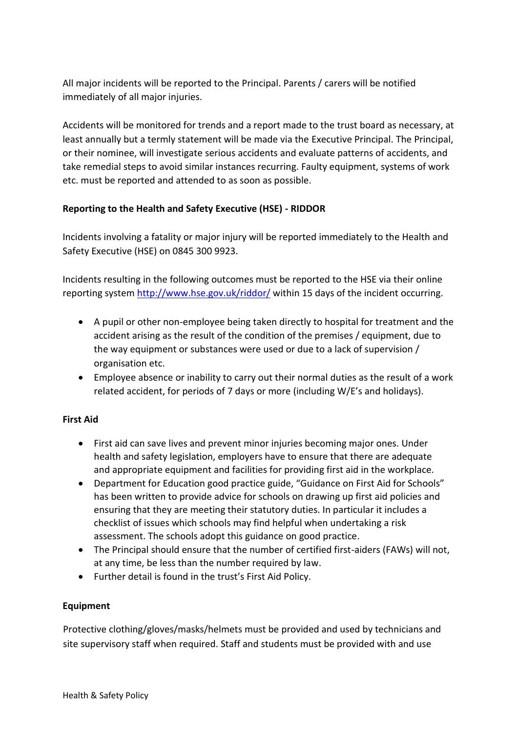All major incidents will be reported to the Principal. Parents / carers will be notified immediately of all major injuries.

Accidents will be monitored for trends and a report made to the trust board as necessary, at least annually but a termly statement will be made via the Executive Principal. The Principal, or their nominee, will investigate serious accidents and evaluate patterns of accidents, and take remedial steps to avoid similar instances recurring. Faulty equipment, systems of work etc. must be reported and attended to as soon as possible.

**Reporting to the Health and Safety Executive (HSE) - RIDDOR**

Incidents involving a fatality or major injury will be reported immediately to the Health and Safety Executive (HSE) on 0845 300 9923.

Incidents resulting in the following outcomes must be reported to the HSE via their online reporting system [http://www.hse.gov.uk/riddor/](http://www.hse.gov.uk/riddor/) within 15 days of the incident occurring.

- A pupil or other non-employee being taken directly to hospital for treatment and the accident arising as the result of the condition of the premises / equipment, due to the way equipment or substances were used or due to a lack of supervision / organisation etc.
- Employee absence or inability to carry out their normal duties as the result of a work related accident, for periods of 7 days or more (including W/E's and holidays).

**First Aid**

- First aid can save lives and prevent minor injuries becoming major ones. Under health and safety legislation, employers have to ensure that there are adequate and appropriate equipment and facilities for providing first aid in the workplace.
- Department for Education good practice guide, "Guidance on First Aid for Schools" has been written to provide advice for schools on drawing up first aid policies and ensuring that they are meeting their statutory duties. In particular it includes a checklist of issues which schools may find helpful when undertaking a risk assessment. The schools adopt this guidance on good practice.
- The Principal should ensure that the number of certified first-aiders (FAWs) will not, at any time, be less than the number required by law.
- Further detail is found in the trust's First Aid Policy.

**Equipment**

Protective clothing/gloves/masks/helmets must be provided and used by technicians and site supervisory staff when required. Staff and students must be provided with and use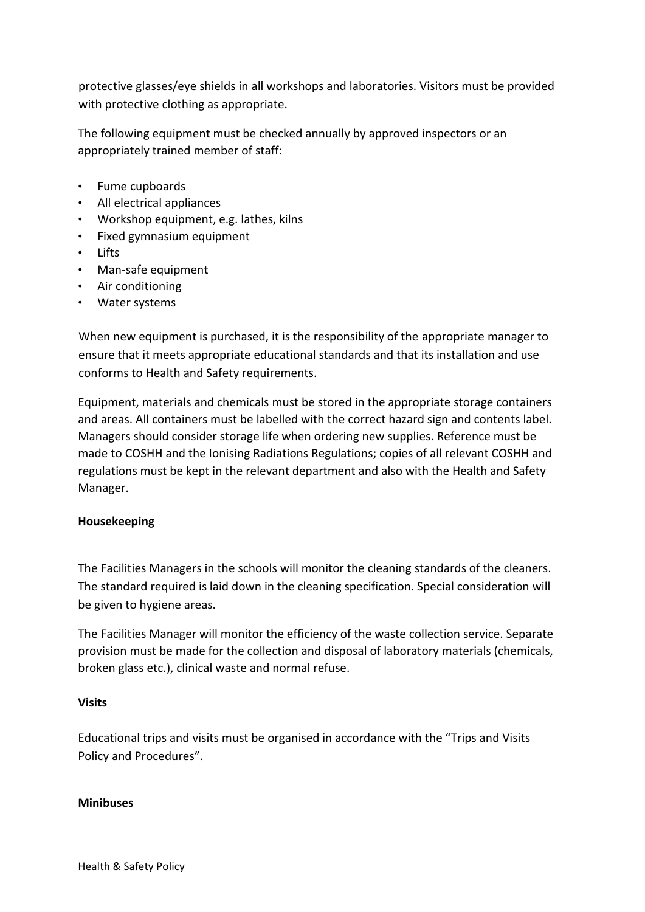protective glasses/eye shields in all workshops and laboratories. Visitors must be provided with protective clothing as appropriate.

The following equipment must be checked annually by approved inspectors or an appropriately trained member of staff:

- Fume cupboards
- All electrical appliances
- Workshop equipment, e.g. lathes, kilns
- Fixed gymnasium equipment
- Lifts
- Man-safe equipment
- Air conditioning
- Water systems

When new equipment is purchased, it is the responsibility of the appropriate manager to ensure that it meets appropriate educational standards and that its installation and use conforms to Health and Safety requirements.

Equipment, materials and chemicals must be stored in the appropriate storage containers and areas. All containers must be labelled with the correct hazard sign and contents label. Managers should consider storage life when ordering new supplies. Reference must be made to COSHH and the Ionising Radiations Regulations; copies of all relevant COSHH and regulations must be kept in the relevant department and also with the Health and Safety Manager.

**Housekeeping**

The Facilities Managers in the schools will monitor the cleaning standards of the cleaners. The standard required is laid down in the cleaning specification. Special consideration will be given to hygiene areas.

The Facilities Manager will monitor the efficiency of the waste collection service. Separate provision must be made for the collection and disposal of laboratory materials (chemicals, broken glass etc.), clinical waste and normal refuse.

**Visits**

Educational trips and visits must be organised in accordance with the "Trips and Visits Policy and Procedures".

**Minibuses**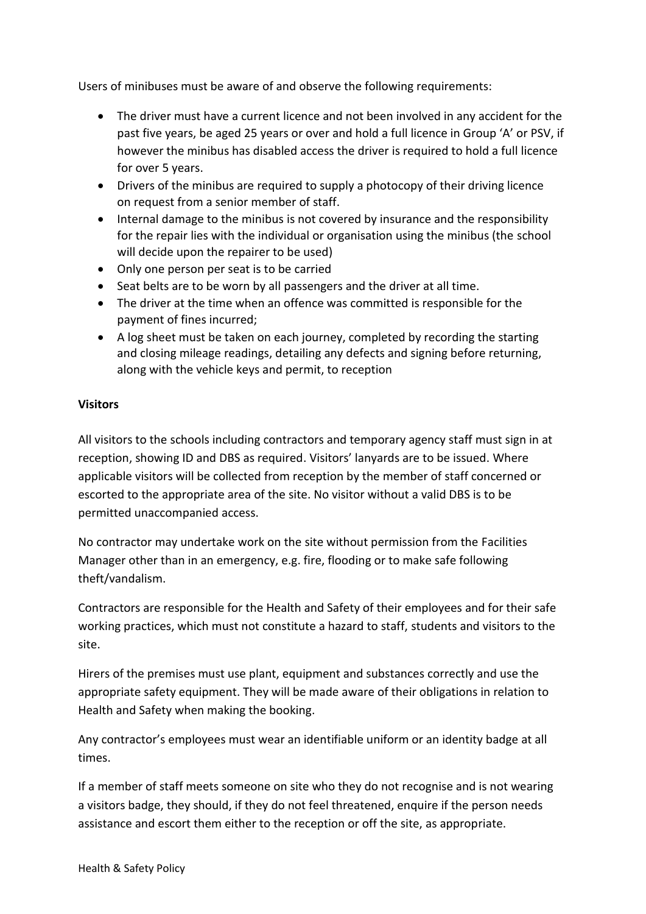Users of minibuses must be aware of and observe the following requirements:

- The driver must have a current licence and not been involved in any accident for the past five years, be aged 25 years or over and hold a full licence in Group 'A' or PSV, if however the minibus has disabled access the driver is required to hold a full licence for over 5 years.
- Drivers of the minibus are required to supply a photocopy of their driving licence on request from a senior member of staff.
- Internal damage to the minibus is not covered by insurance and the responsibility for the repair lies with the individual or organisation using the minibus (the school will decide upon the repairer to be used)
- Only one person per seat is to be carried
- Seat belts are to be worn by all passengers and the driver at all time.
- The driver at the time when an offence was committed is responsible for the payment of fines incurred;
- A log sheet must be taken on each journey, completed by recording the starting and closing mileage readings, detailing any defects and signing before returning, along with the vehicle keys and permit, to reception

**Visitors**

All visitors to the schools including contractors and temporary agency staff must sign in at reception, showing ID and DBS as required. Visitors' lanyards are to be issued. Where applicable visitors will be collected from reception by the member of staff concerned or escorted to the appropriate area of the site. No visitor without a valid DBS is to be permitted unaccompanied access.

No contractor may undertake work on the site without permission from the Facilities Manager other than in an emergency, e.g. fire, flooding or to make safe following theft/vandalism.

Contractors are responsible for the Health and Safety of their employees and for their safe working practices, which must not constitute a hazard to staff, students and visitors to the site.

Hirers of the premises must use plant, equipment and substances correctly and use the appropriate safety equipment. They will be made aware of their obligations in relation to Health and Safety when making the booking.

Any contractor's employees must wear an identifiable uniform or an identity badge at all times.

If a member of staff meets someone on site who they do not recognise and is not wearing a visitors badge, they should, if they do not feel threatened, enquire if the person needs assistance and escort them either to the reception or off the site, as appropriate.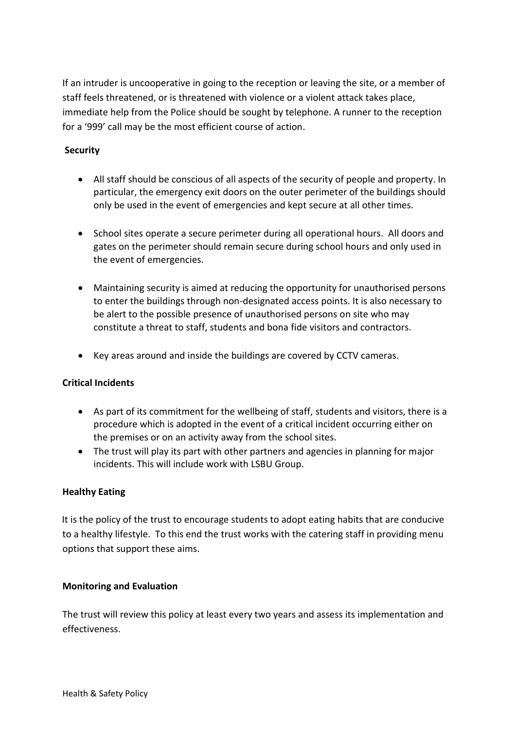If an intruder is uncooperative in going to the reception or leaving the site, or a member of staff feels threatened, or is threatened with violence or a violent attack takes place, immediate help from the Police should be sought by telephone. A runner to the reception for a '999' call may be the most efficient course of action.

**Security**

- All staff should be conscious of all aspects of the security of people and property. In particular, the emergency exit doors on the outer perimeter of the buildings should only be used in the event of emergencies and kept secure at all other times.
- School sites operate a secure perimeter during all operational hours. All doors and gates on the perimeter should remain secure during school hours and only used in the event of emergencies.
- Maintaining security is aimed at reducing the opportunity for unauthorised persons to enter the buildings through non-designated access points. It is also necessary to be alert to the possible presence of unauthorised persons on site who may constitute a threat to staff, students and bona fide visitors and contractors.
- Key areas around and inside the buildings are covered by CCTV cameras.

**Critical Incidents**

- As part of its commitment for the wellbeing of staff, students and visitors, there is a procedure which is adopted in the event of a critical incident occurring either on the premises or on an activity away from the school sites.
- The trust will play its part with other partners and agencies in planning for major incidents. This will include work with LSBU Group.

**Healthy Eating**

It is the policy of the trust to encourage students to adopt eating habits that are conducive to a healthy lifestyle. To this end the trust works with the catering staff in providing menu options that support these aims.

**Monitoring and Evaluation**

The trust will review this policy at least every two years and assess its implementation and effectiveness.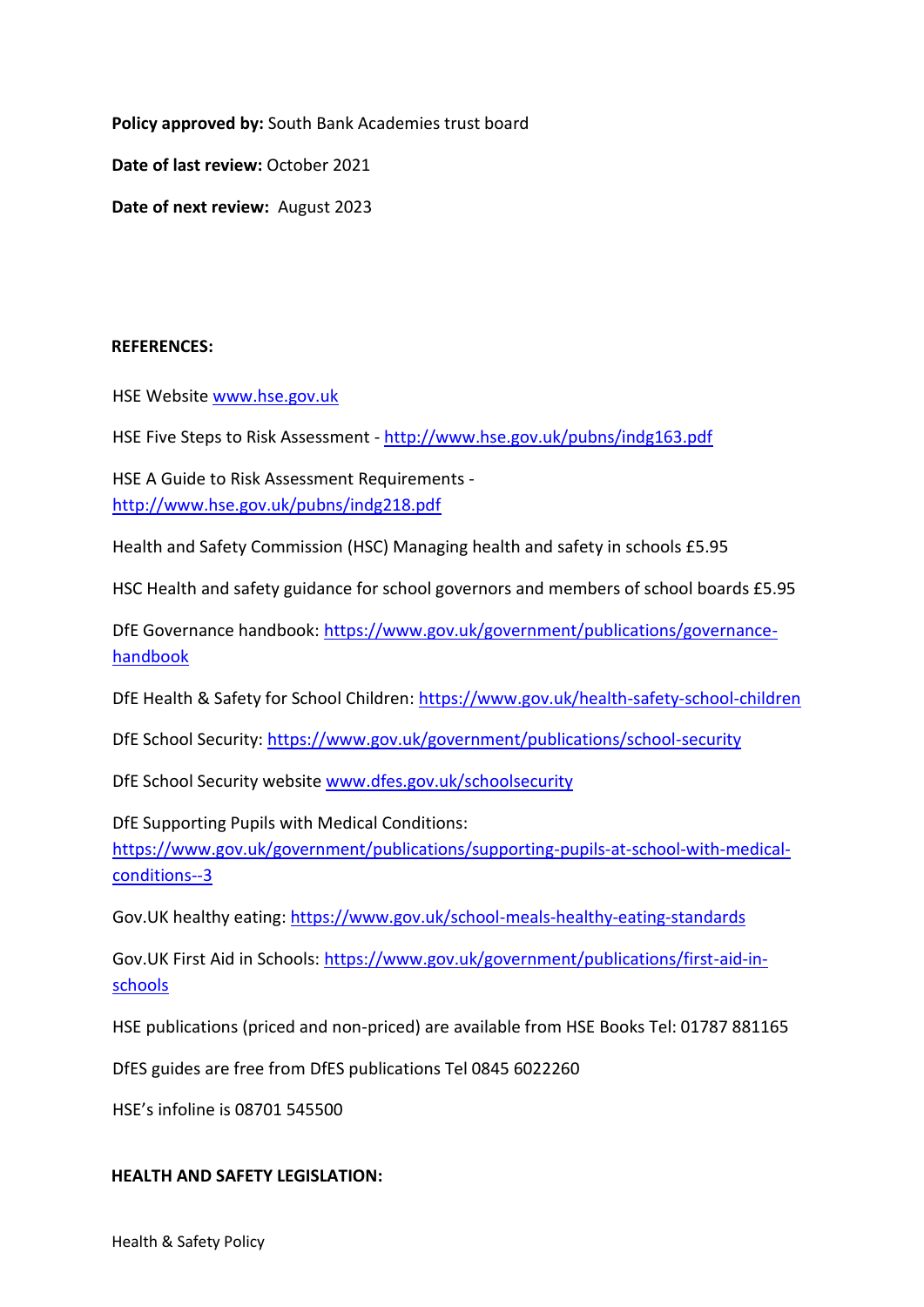**Policy approved by:** South Bank Academies trust board

**Date of last review:** October 2021

**Date of next review:** August 2023

**REFERENCES:**

HSE Website www.hse.gov.uk

HSE Five Steps to Risk Assessment - http://www.hse.gov.uk/pubns/indg163.pdf

HSE A Guide to Risk Assessment Requirements - http://www.hse.gov.uk/pubns/indg218.pdf

Health and Safety Commission (HSC) Managing health and safety in schools £5.95

HSC Health and safety guidance for school governors and members of school boards £5.95

DfE Governance handbook: https://www.gov.uk/government/publications/governance-handbook

DfE Health & Safety for School Children: https://www.gov.uk/health-safety-school-children

DfE School Security: https://www.gov.uk/government/publications/school-security

DfE School Security website www.dfes.gov.uk/schoolsecurity

DfE Supporting Pupils with Medical Conditions: https://www.gov.uk/government/publications/supporting-pupils-at-school-with-medical-conditions--3

Gov.UK healthy eating: https://www.gov.uk/school-meals-healthy-eating-standards

Gov.UK First Aid in Schools: https://www.gov.uk/government/publications/first-aid-in-schools

HSE publications (priced and non-priced) are available from HSE Books Tel: 01787 881165

DfES guides are free from DfES publications Tel 0845 6022260

HSE's infoline is 08701 545500

**HEALTH AND SAFETY LEGISLATION:**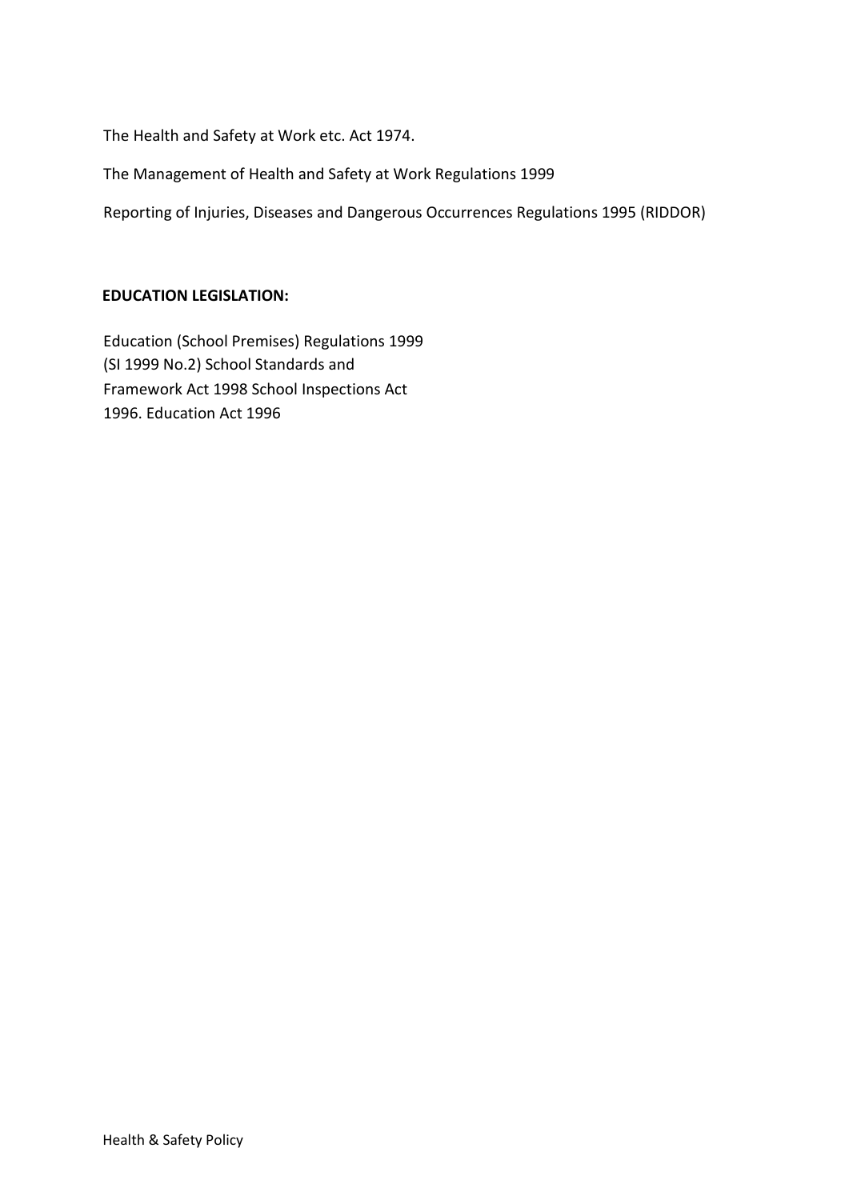The Health and Safety at Work etc. Act 1974.

The Management of Health and Safety at Work Regulations 1999

Reporting of Injuries, Diseases and Dangerous Occurrences Regulations 1995 (RIDDOR)

**EDUCATION LEGISLATION:**

Education (School Premises) Regulations 1999
(SI 1999 No.2) School Standards and
Framework Act 1998 School Inspections Act
1996. Education Act 1996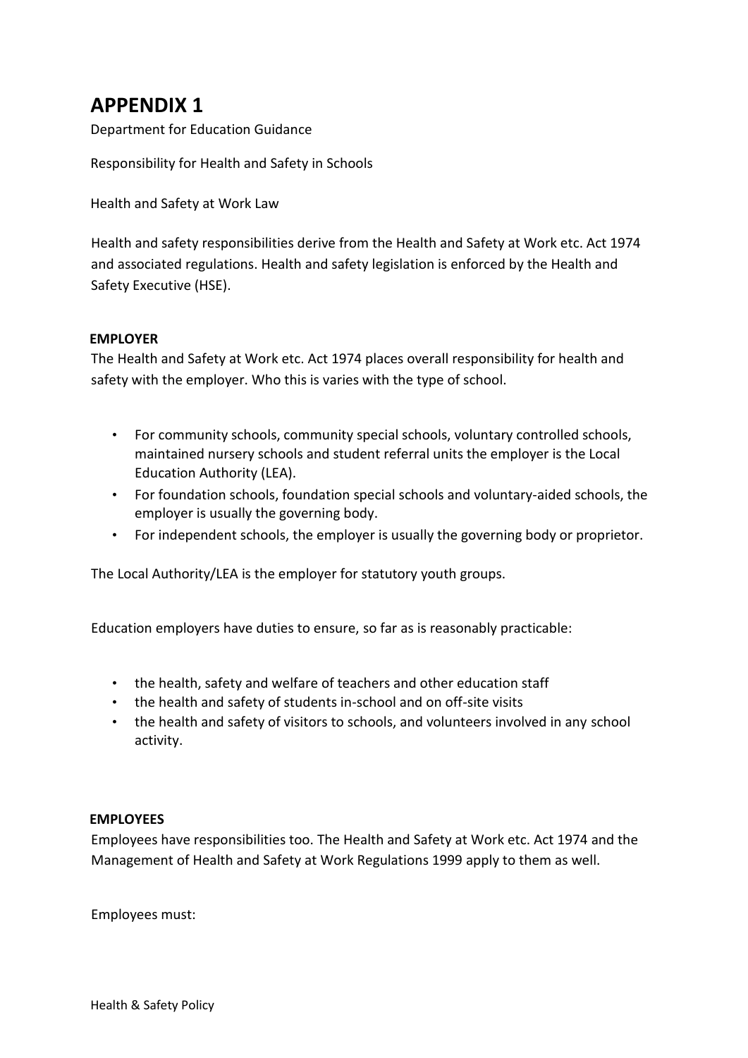# APPENDIX 1

Department for Education Guidance

Responsibility for Health and Safety in Schools

Health and Safety at Work Law

Health and safety responsibilities derive from the Health and Safety at Work etc. Act 1974 and associated regulations. Health and safety legislation is enforced by the Health and Safety Executive (HSE).

**EMPLOYER**

The Health and Safety at Work etc. Act 1974 places overall responsibility for health and safety with the employer. Who this is varies with the type of school.

- For community schools, community special schools, voluntary controlled schools, maintained nursery schools and student referral units the employer is the Local Education Authority (LEA).
- For foundation schools, foundation special schools and voluntary-aided schools, the employer is usually the governing body.
- For independent schools, the employer is usually the governing body or proprietor.

The Local Authority/LEA is the employer for statutory youth groups.

Education employers have duties to ensure, so far as is reasonably practicable:

- the health, safety and welfare of teachers and other education staff
- the health and safety of students in-school and on off-site visits
- the health and safety of visitors to schools, and volunteers involved in any school activity.

**EMPLOYEES**

Employees have responsibilities too. The Health and Safety at Work etc. Act 1974 and the Management of Health and Safety at Work Regulations 1999 apply to them as well.

Employees must: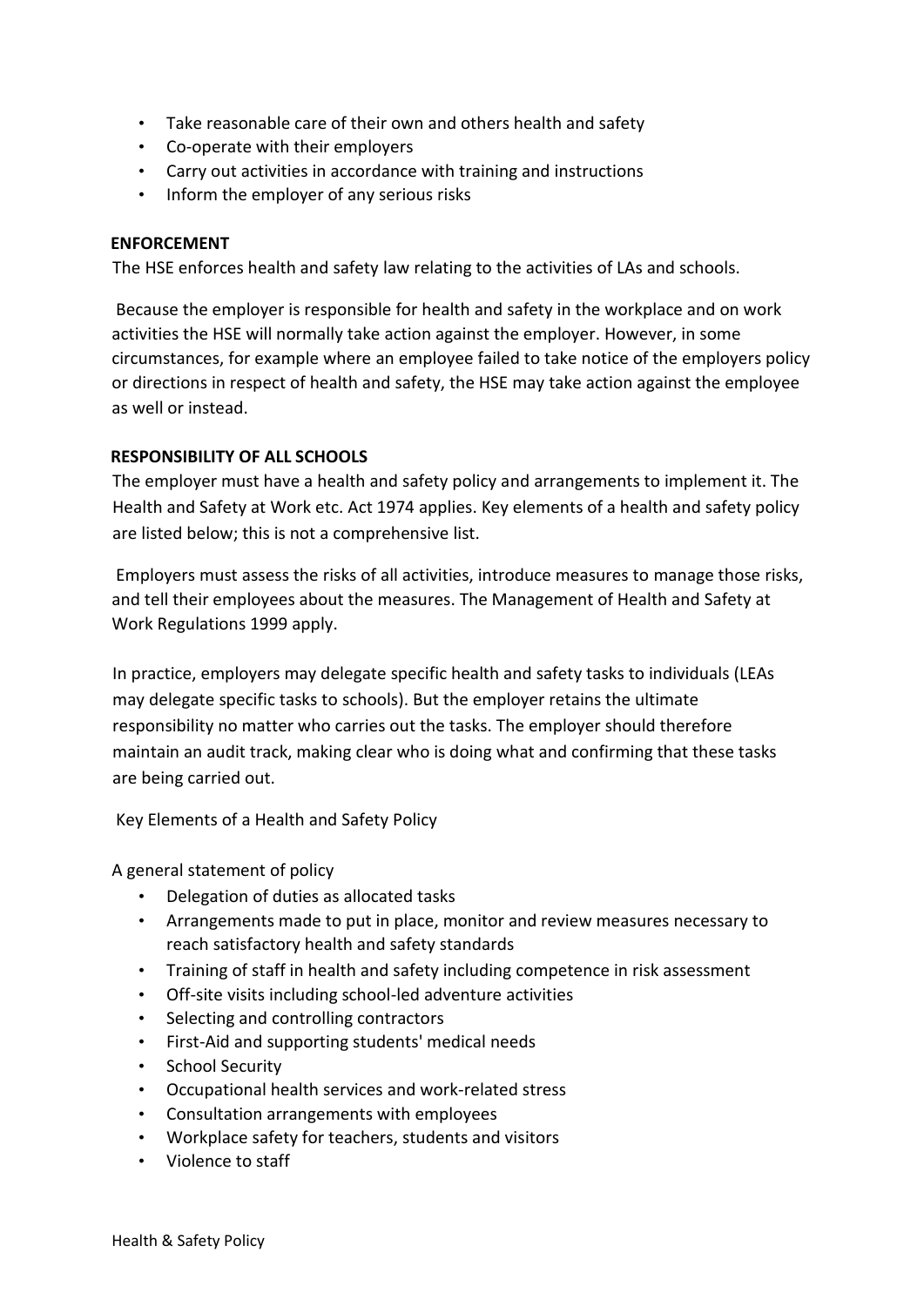- Take reasonable care of their own and others health and safety
- Co-operate with their employers
- Carry out activities in accordance with training and instructions
- Inform the employer of any serious risks

**ENFORCEMENT**

The HSE enforces health and safety law relating to the activities of LAs and schools.

Because the employer is responsible for health and safety in the workplace and on work activities the HSE will normally take action against the employer. However, in some circumstances, for example where an employee failed to take notice of the employers policy or directions in respect of health and safety, the HSE may take action against the employee as well or instead.

**RESPONSIBILITY OF ALL SCHOOLS**

The employer must have a health and safety policy and arrangements to implement it. The Health and Safety at Work etc. Act 1974 applies. Key elements of a health and safety policy are listed below; this is not a comprehensive list.

Employers must assess the risks of all activities, introduce measures to manage those risks, and tell their employees about the measures. The Management of Health and Safety at Work Regulations 1999 apply.

In practice, employers may delegate specific health and safety tasks to individuals (LEAs may delegate specific tasks to schools). But the employer retains the ultimate responsibility no matter who carries out the tasks. The employer should therefore maintain an audit track, making clear who is doing what and confirming that these tasks are being carried out.

Key Elements of a Health and Safety Policy

A general statement of policy

- Delegation of duties as allocated tasks
- Arrangements made to put in place, monitor and review measures necessary to reach satisfactory health and safety standards
- Training of staff in health and safety including competence in risk assessment
- Off-site visits including school-led adventure activities
- Selecting and controlling contractors
- First-Aid and supporting students' medical needs
- School Security
- Occupational health services and work-related stress
- Consultation arrangements with employees
- Workplace safety for teachers, students and visitors
- Violence to staff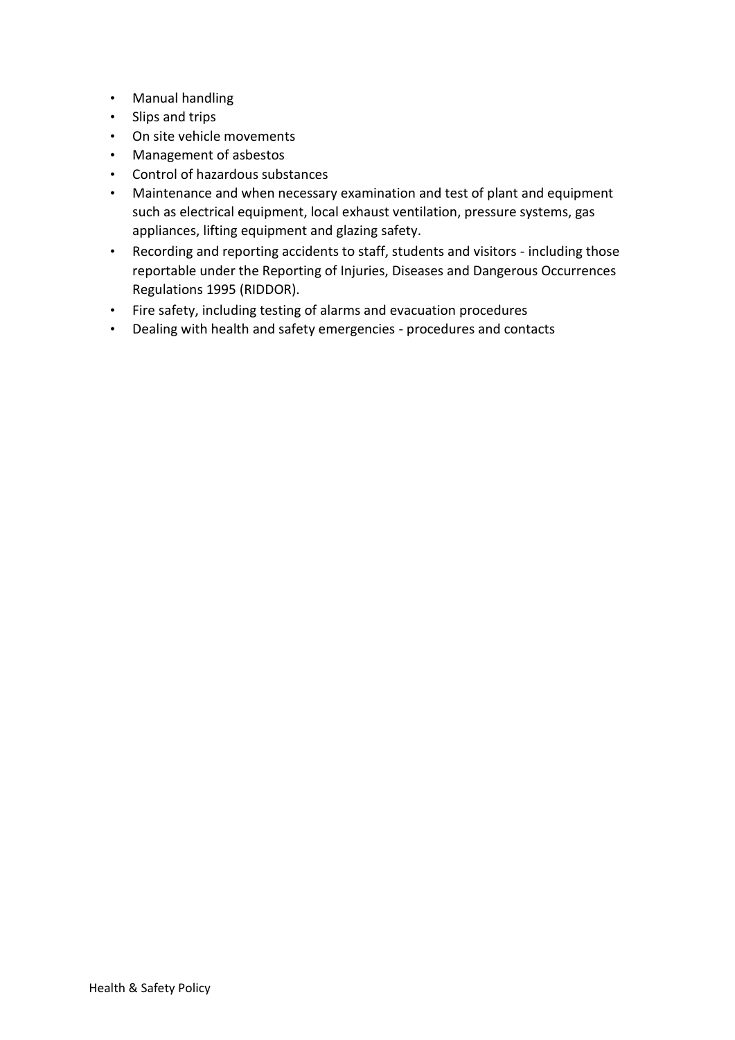- Manual handling
- Slips and trips
- On site vehicle movements
- Management of asbestos
- Control of hazardous substances
- Maintenance and when necessary examination and test of plant and equipment such as electrical equipment, local exhaust ventilation, pressure systems, gas appliances, lifting equipment and glazing safety.
- Recording and reporting accidents to staff, students and visitors - including those reportable under the Reporting of Injuries, Diseases and Dangerous Occurrences Regulations 1995 (RIDDOR).
- Fire safety, including testing of alarms and evacuation procedures
- Dealing with health and safety emergencies - procedures and contacts